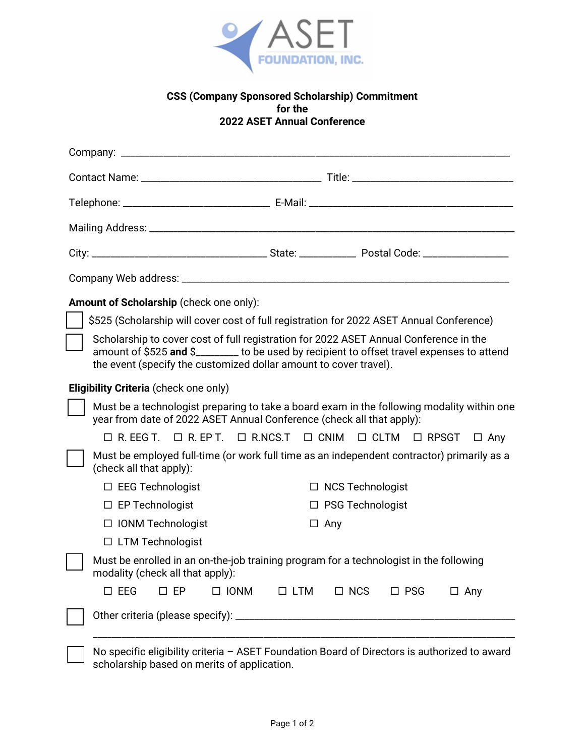ASET FOUNDATION, INC.

**CSS (Company Sponsored Scholarship) Commitment**
**for the**
**2022 ASET Annual Conference**

Company: ______________________________________________________________________

Contact Name: _________________________________ Title: _____________________________

Telephone: ___________________________ E-Mail: ______________________________________

Mailing Address: _______________________________________________________________

City: ________________________________ State: __________ Postal Code: _______________

Company Web address: ___________________________________________________________

**Amount of Scholarship** (check one only):

☐ $525 (Scholarship will cover cost of full registration for 2022 ASET Annual Conference)

☐ Scholarship to cover cost of full registration for 2022 ASET Annual Conference in the amount of $525 **and** $________ to be used by recipient to offset travel expenses to attend the event (specify the customized dollar amount to cover travel).

**Eligibility Criteria** (check one only)

☐ Must be a technologist preparing to take a board exam in the following modality within one year from date of 2022 ASET Annual Conference (check all that apply):

☐ R. EEG T. ☐ R. EP T. ☐ R.NCS.T ☐ CNIM ☐ CLTM ☐ RPSGT ☐ Any

☐ Must be employed full-time (or work full time as an independent contractor) primarily as a (check all that apply):

- ☐ EEG Technologist
- ☐ EP Technologist
- ☐ IONM Technologist
- ☐ LTM Technologist
- ☐ NCS Technologist
- ☐ PSG Technologist
- ☐ Any

☐ Must be enrolled in an on-the-job training program for a technologist in the following modality (check all that apply):

☐ EEG ☐ EP ☐ IONM ☐ LTM ☐ NCS ☐ PSG ☐ Any

☐ Other criteria (please specify): ________________________________________________

_____________________________________________________________________________

☐ No specific eligibility criteria – ASET Foundation Board of Directors is authorized to award scholarship based on merits of application.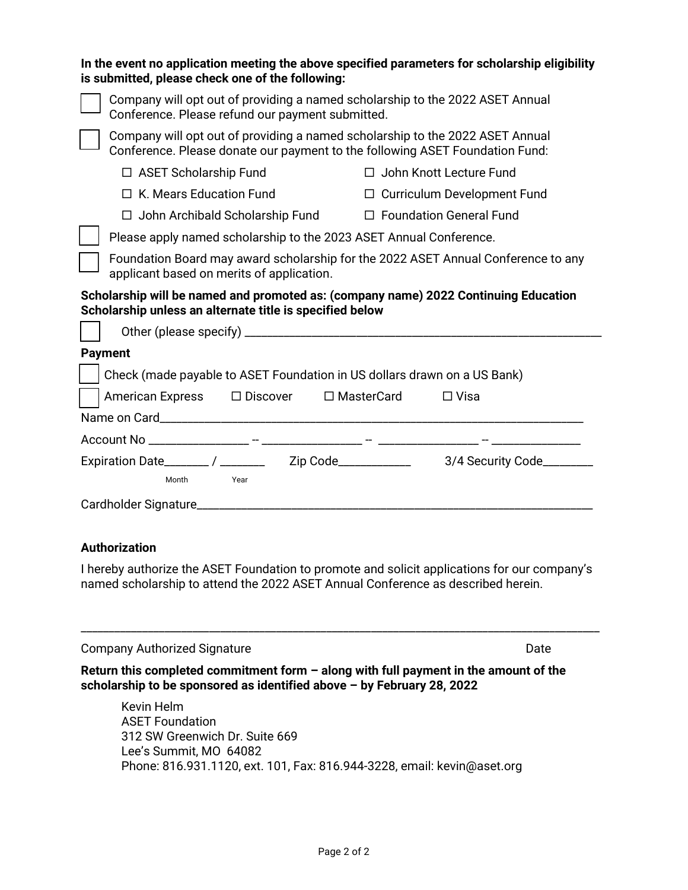**In the event no application meeting the above specified parameters for scholarship eligibility is submitted, please check one of the following:**

☐ Company will opt out of providing a named scholarship to the 2022 ASET Annual Conference. Please refund our payment submitted.

☐ Company will opt out of providing a named scholarship to the 2022 ASET Annual Conference. Please donate our payment to the following ASET Foundation Fund:

- ☐ ASET Scholarship Fund
- ☐ John Knott Lecture Fund
- ☐ K. Mears Education Fund
- ☐ Curriculum Development Fund
- ☐ John Archibald Scholarship Fund
- ☐ Foundation General Fund

☐ Please apply named scholarship to the 2023 ASET Annual Conference.

☐ Foundation Board may award scholarship for the 2022 ASET Annual Conference to any applicant based on merits of application.

**Scholarship will be named and promoted as: (company name) 2022 Continuing Education Scholarship unless an alternate title is specified below**

☐ Other (please specify) ____________________________________________________________

**Payment**

☐ Check (made payable to ASET Foundation in US dollars drawn on a US Bank)

☐ American Express ☐ Discover ☐ MasterCard ☐ Visa

Name on Card______________________________________________________________________

Account No ________________ -- ________________ -- ________________ -- _______________

Expiration Date_______ / _______ Zip Code____________ 3/4 Security Code________

Month Year

Cardholder Signature_________________________________________________________________

**Authorization**

I hereby authorize the ASET Foundation to promote and solicit applications for our company's named scholarship to attend the 2022 ASET Annual Conference as described herein.

_____________________________________________________________________________________

Company Authorized Signature Date

**Return this completed commitment form – along with full payment in the amount of the scholarship to be sponsored as identified above – by February 28, 2022**

Kevin Helm
ASET Foundation
312 SW Greenwich Dr. Suite 669
Lee's Summit, MO 64082
Phone: 816.931.1120, ext. 101, Fax: 816.944-3228, email: kevin@aset.org